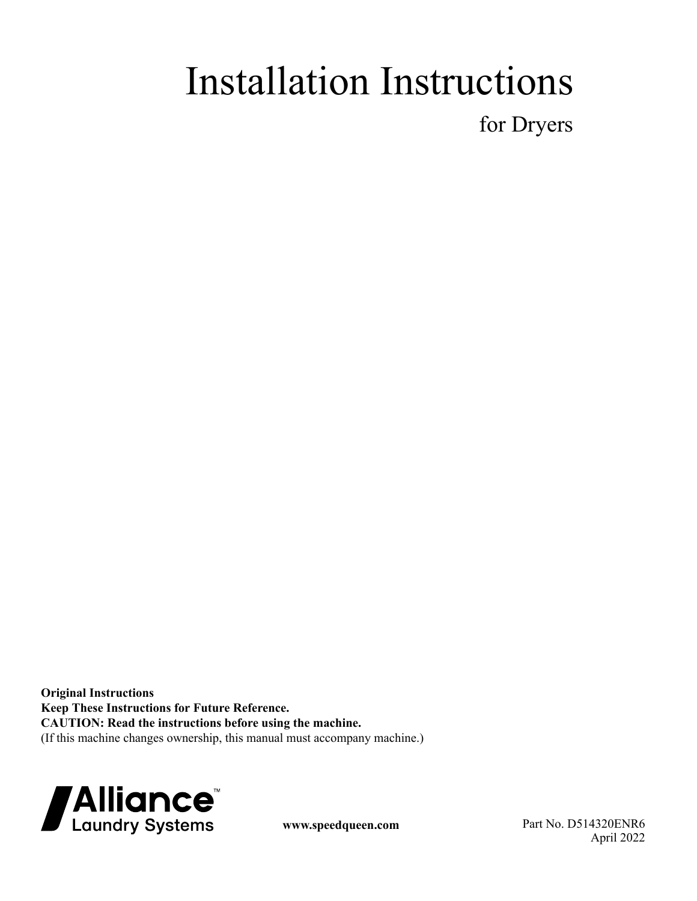# Installation Instructions

## for Dryers

**Original Instructions**
**Keep These Instructions for Future Reference.**
**CAUTION: Read the instructions before using the machine.**
(If this machine changes ownership, this manual must accompany machine.)

Alliance™ Laundry Systems

**www.speedqueen.com**

Part No. D514320ENR6
April 2022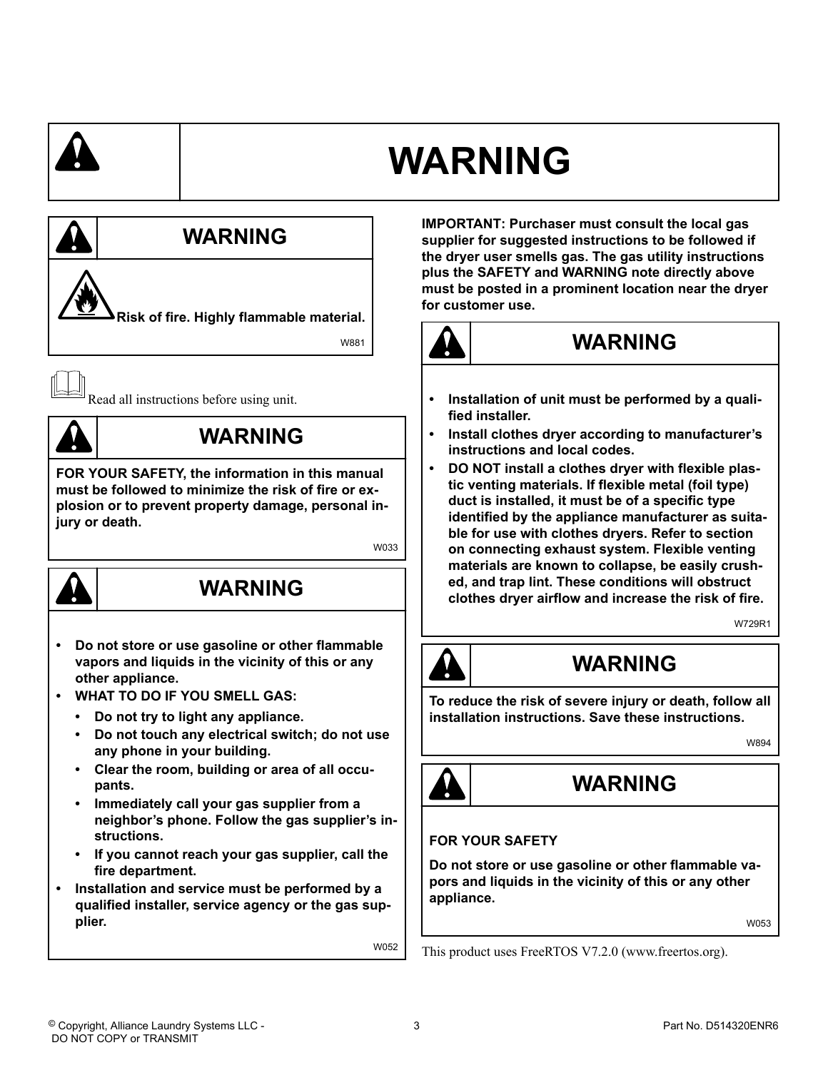# WARNING

## WARNING

Risk of fire. Highly flammable material.

W881

Read all instructions before using unit.

## WARNING

**FOR YOUR SAFETY, the information in this manual must be followed to minimize the risk of fire or explosion or to prevent property damage, personal injury or death.**

W033

## WARNING

- **Do not store or use gasoline or other flammable vapors and liquids in the vicinity of this or any other appliance.**
- **WHAT TO DO IF YOU SMELL GAS:**
  - **Do not try to light any appliance.**
  - **Do not touch any electrical switch; do not use any phone in your building.**
  - **Clear the room, building or area of all occupants.**
  - **Immediately call your gas supplier from a neighbor's phone. Follow the gas supplier's instructions.**
  - **If you cannot reach your gas supplier, call the fire department.**
- **Installation and service must be performed by a qualified installer, service agency or the gas supplier.**

W052

**IMPORTANT: Purchaser must consult the local gas supplier for suggested instructions to be followed if the dryer user smells gas. The gas utility instructions plus the SAFETY and WARNING note directly above must be posted in a prominent location near the dryer for customer use.**

## WARNING

- **Installation of unit must be performed by a qualified installer.**
- **Install clothes dryer according to manufacturer's instructions and local codes.**
- **DO NOT install a clothes dryer with flexible plastic venting materials. If flexible metal (foil type) duct is installed, it must be of a specific type identified by the appliance manufacturer as suitable for use with clothes dryers. Refer to section on connecting exhaust system. Flexible venting materials are known to collapse, be easily crushed, and trap lint. These conditions will obstruct clothes dryer airflow and increase the risk of fire.**

W729R1

## WARNING

**To reduce the risk of severe injury or death, follow all installation instructions. Save these instructions.**

W894

## WARNING

**FOR YOUR SAFETY**

**Do not store or use gasoline or other flammable vapors and liquids in the vicinity of this or any other appliance.**

W053

This product uses FreeRTOS V7.2.0 (www.freertos.org).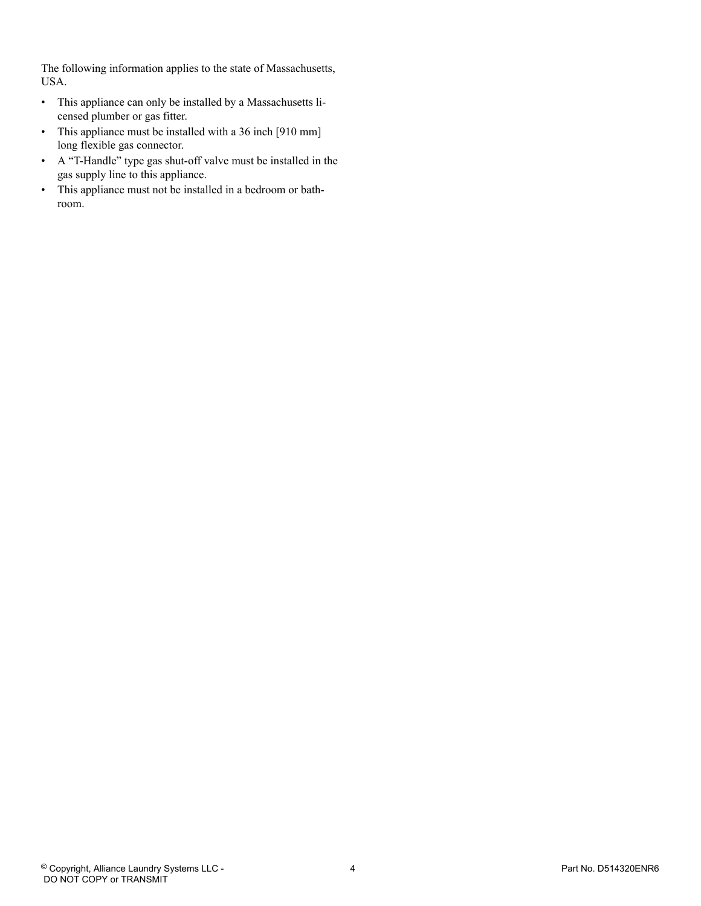The following information applies to the state of Massachusetts, USA.

- This appliance can only be installed by a Massachusetts licensed plumber or gas fitter.
- This appliance must be installed with a 36 inch [910 mm] long flexible gas connector.
- A "T-Handle" type gas shut-off valve must be installed in the gas supply line to this appliance.
- This appliance must not be installed in a bedroom or bathroom.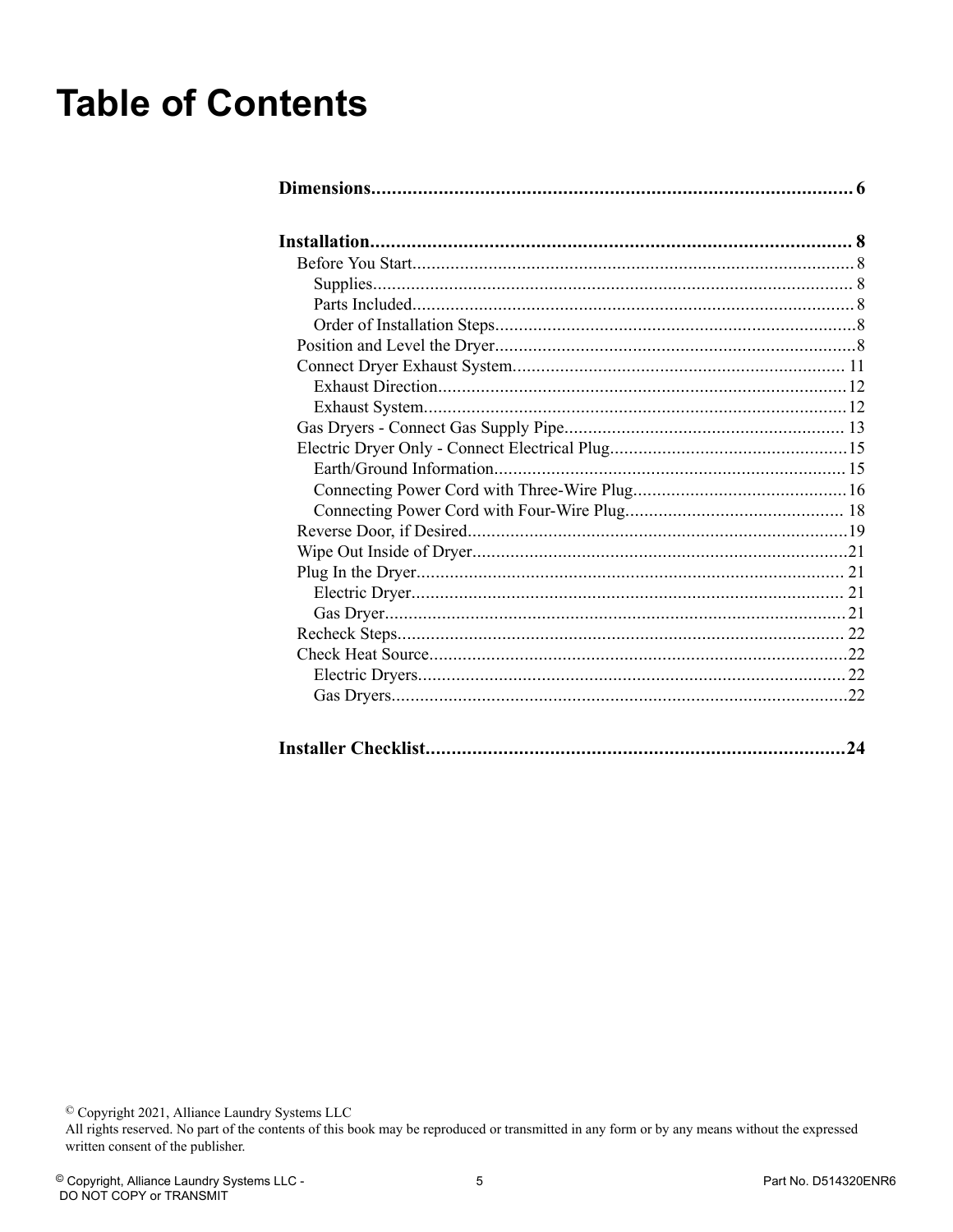# Table of Contents

**Dimensions................................................................................................ 6**

**Installation................................................................................................ 8**

- Before You Start............................................................................................. 8
  - Supplies..................................................................................................... 8
  - Parts Included............................................................................................. 8
  - Order of Installation Steps............................................................................8
- Position and Level the Dryer............................................................................8
- Connect Dryer Exhaust System...................................................................... 11
  - Exhaust Direction.......................................................................................12
  - Exhaust System..........................................................................................12
- Gas Dryers - Connect Gas Supply Pipe........................................................... 13
- Electric Dryer Only - Connect Electrical Plug..................................................15
  - Earth/Ground Information.......................................................................... 15
  - Connecting Power Cord with Three-Wire Plug.............................................16
  - Connecting Power Cord with Four-Wire Plug.............................................. 18
- Reverse Door, if Desired................................................................................19
- Wipe Out Inside of Dryer...............................................................................21
- Plug In the Dryer.......................................................................................... 21
  - Electric Dryer............................................................................................ 21
  - Gas Dryer.................................................................................................. 21
- Recheck Steps.............................................................................................. 22
- Check Heat Source........................................................................................22
  - Electric Dryers........................................................................................... 22
  - Gas Dryers.................................................................................................22

**Installer Checklist.................................................................................24**

© Copyright 2021, Alliance Laundry Systems LLC
All rights reserved. No part of the contents of this book may be reproduced or transmitted in any form or by any means without the expressed written consent of the publisher.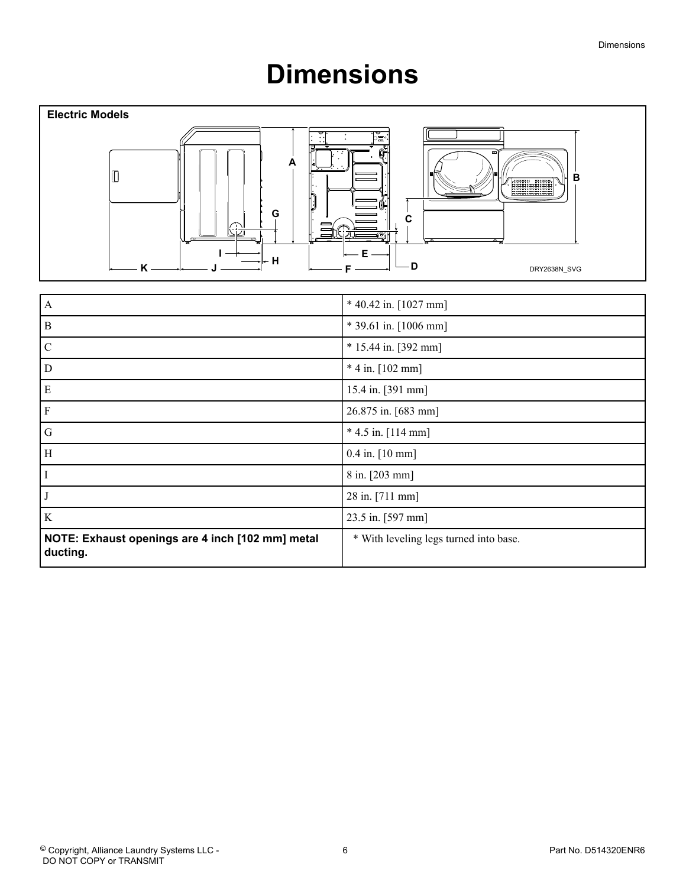# Dimensions

**Electric Models**

DRY2638N_SVG

| | |
|---|---|
| A | * 40.42 in. [1027 mm] |
| B | * 39.61 in. [1006 mm] |
| C | * 15.44 in. [392 mm] |
| D | * 4 in. [102 mm] |
| E | 15.4 in. [391 mm] |
| F | 26.875 in. [683 mm] |
| G | * 4.5 in. [114 mm] |
| H | 0.4 in. [10 mm] |
| I | 8 in. [203 mm] |
| J | 28 in. [711 mm] |
| K | 23.5 in. [597 mm] |
| **NOTE: Exhaust openings are 4 inch [102 mm] metal ducting.** | * With leveling legs turned into base. |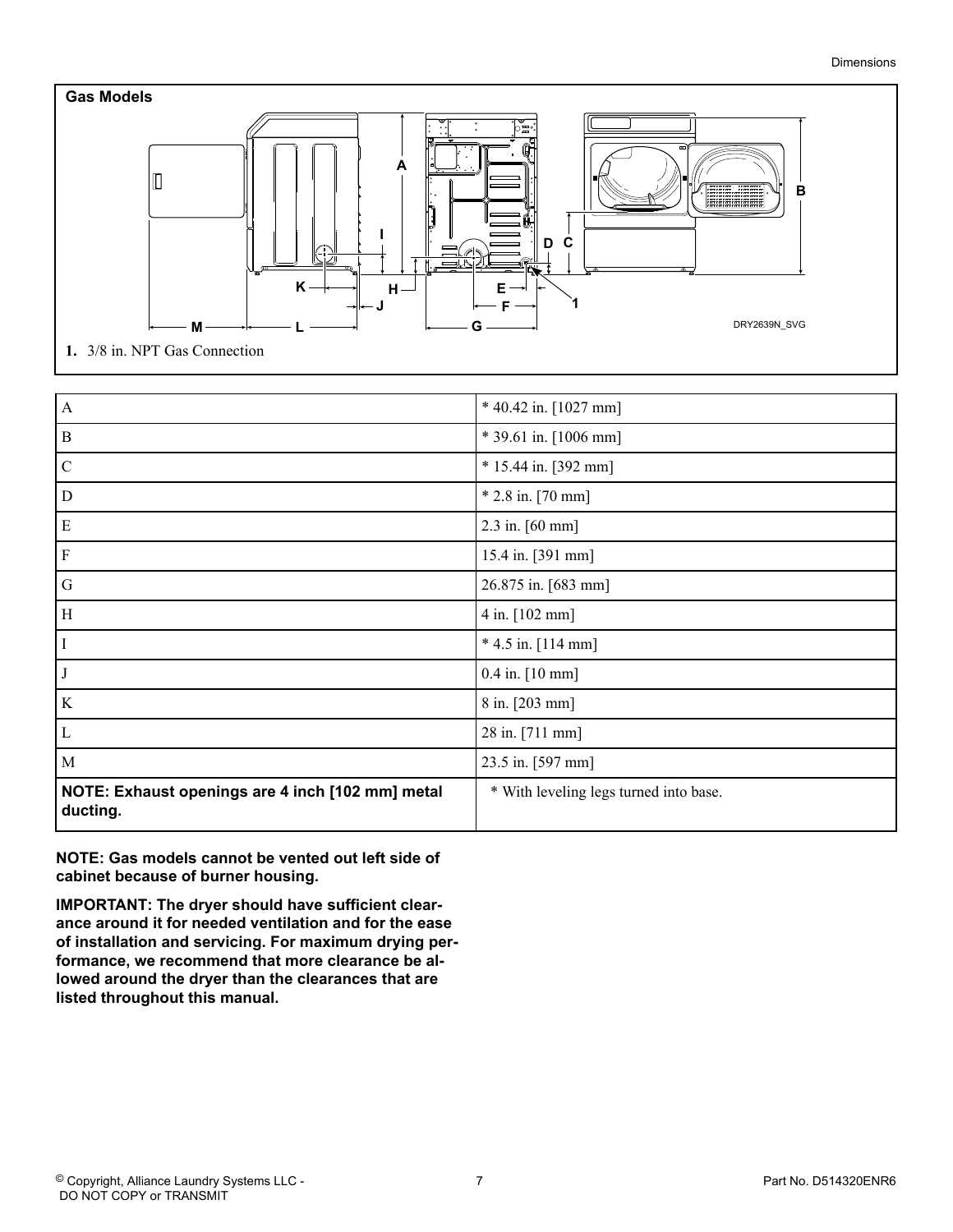**Gas Models**

1. 3/8 in. NPT Gas Connection

| | |
|---|---|
| A | * 40.42 in. [1027 mm] |
| B | * 39.61 in. [1006 mm] |
| C | * 15.44 in. [392 mm] |
| D | * 2.8 in. [70 mm] |
| E | 2.3 in. [60 mm] |
| F | 15.4 in. [391 mm] |
| G | 26.875 in. [683 mm] |
| H | 4 in. [102 mm] |
| I | * 4.5 in. [114 mm] |
| J | 0.4 in. [10 mm] |
| K | 8 in. [203 mm] |
| L | 28 in. [711 mm] |
| M | 23.5 in. [597 mm] |
| **NOTE: Exhaust openings are 4 inch [102 mm] metal ducting.** | * With leveling legs turned into base. |

**NOTE: Gas models cannot be vented out left side of cabinet because of burner housing.**

**IMPORTANT: The dryer should have sufficient clearance around it for needed ventilation and for the ease of installation and servicing. For maximum drying performance, we recommend that more clearance be allowed around the dryer than the clearances that are listed throughout this manual.**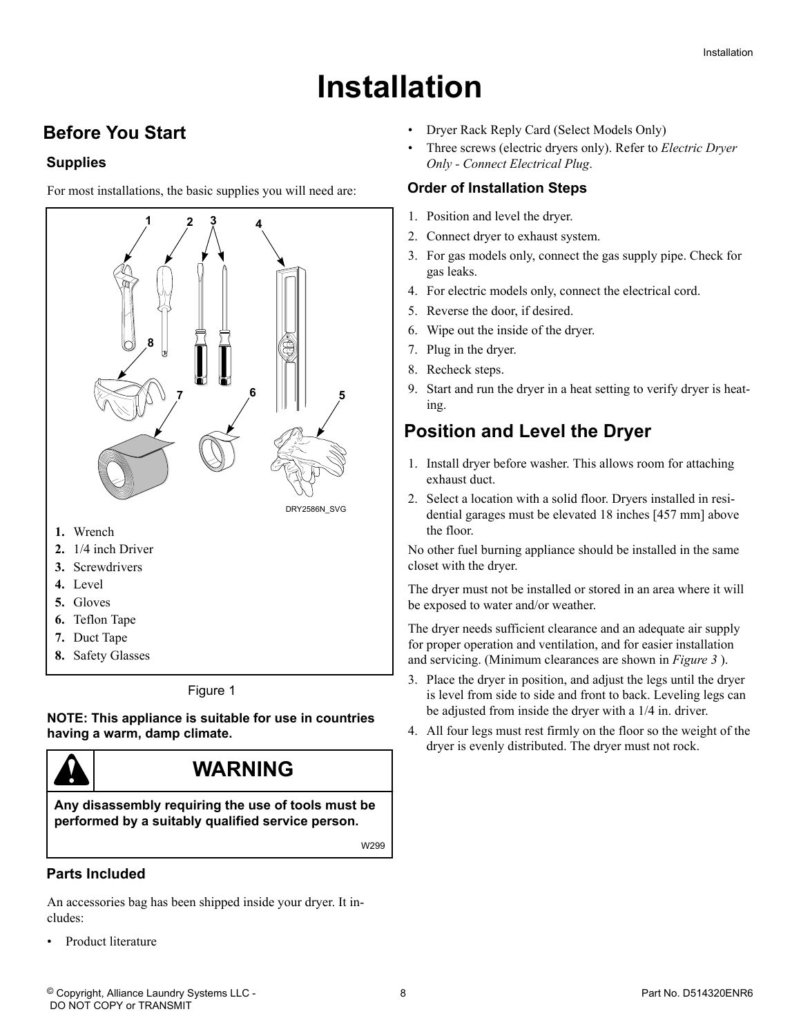# Installation

## Before You Start

### Supplies

For most installations, the basic supplies you will need are:

1. Wrench
2. 1/4 inch Driver
3. Screwdrivers
4. Level
5. Gloves
6. Teflon Tape
7. Duct Tape
8. Safety Glasses

Figure 1

**NOTE: This appliance is suitable for use in countries having a warm, damp climate.**

**WARNING**

**Any disassembly requiring the use of tools must be performed by a suitably qualified service person.**

W299

### Parts Included

An accessories bag has been shipped inside your dryer. It includes:

- Product literature
- Dryer Rack Reply Card (Select Models Only)
- Three screws (electric dryers only). Refer to *Electric Dryer Only - Connect Electrical Plug*.

### Order of Installation Steps

1. Position and level the dryer.
2. Connect dryer to exhaust system.
3. For gas models only, connect the gas supply pipe. Check for gas leaks.
4. For electric models only, connect the electrical cord.
5. Reverse the door, if desired.
6. Wipe out the inside of the dryer.
7. Plug in the dryer.
8. Recheck steps.
9. Start and run the dryer in a heat setting to verify dryer is heating.

## Position and Level the Dryer

1. Install dryer before washer. This allows room for attaching exhaust duct.
2. Select a location with a solid floor. Dryers installed in residential garages must be elevated 18 inches [457 mm] above the floor.

No other fuel burning appliance should be installed in the same closet with the dryer.

The dryer must not be installed or stored in an area where it will be exposed to water and/or weather.

The dryer needs sufficient clearance and an adequate air supply for proper operation and ventilation, and for easier installation and servicing. (Minimum clearances are shown in *Figure 3* ).

3. Place the dryer in position, and adjust the legs until the dryer is level from side to side and front to back. Leveling legs can be adjusted from inside the dryer with a 1/4 in. driver.
4. All four legs must rest firmly on the floor so the weight of the dryer is evenly distributed. The dryer must not rock.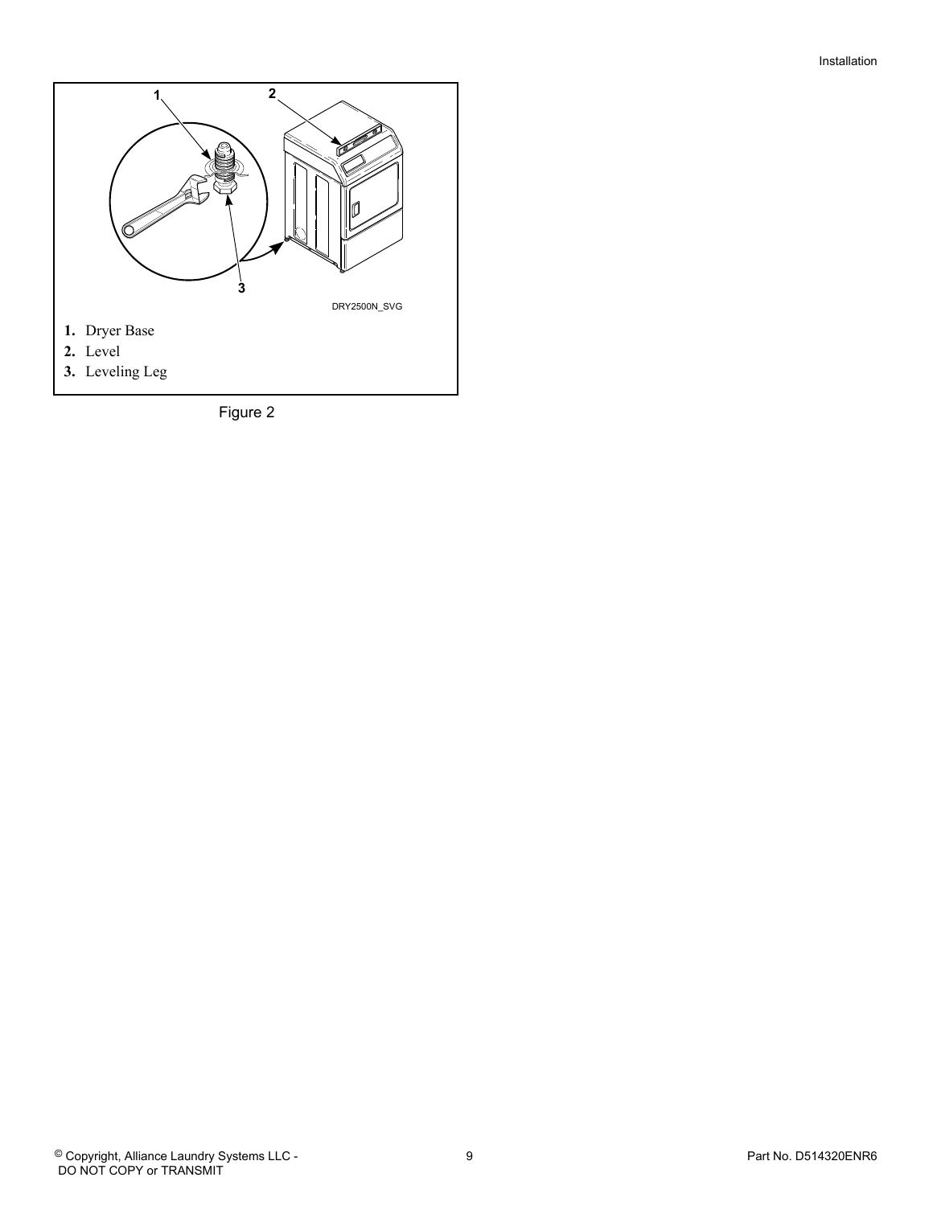1. Dryer Base
2. Level
3. Leveling Leg

Figure 2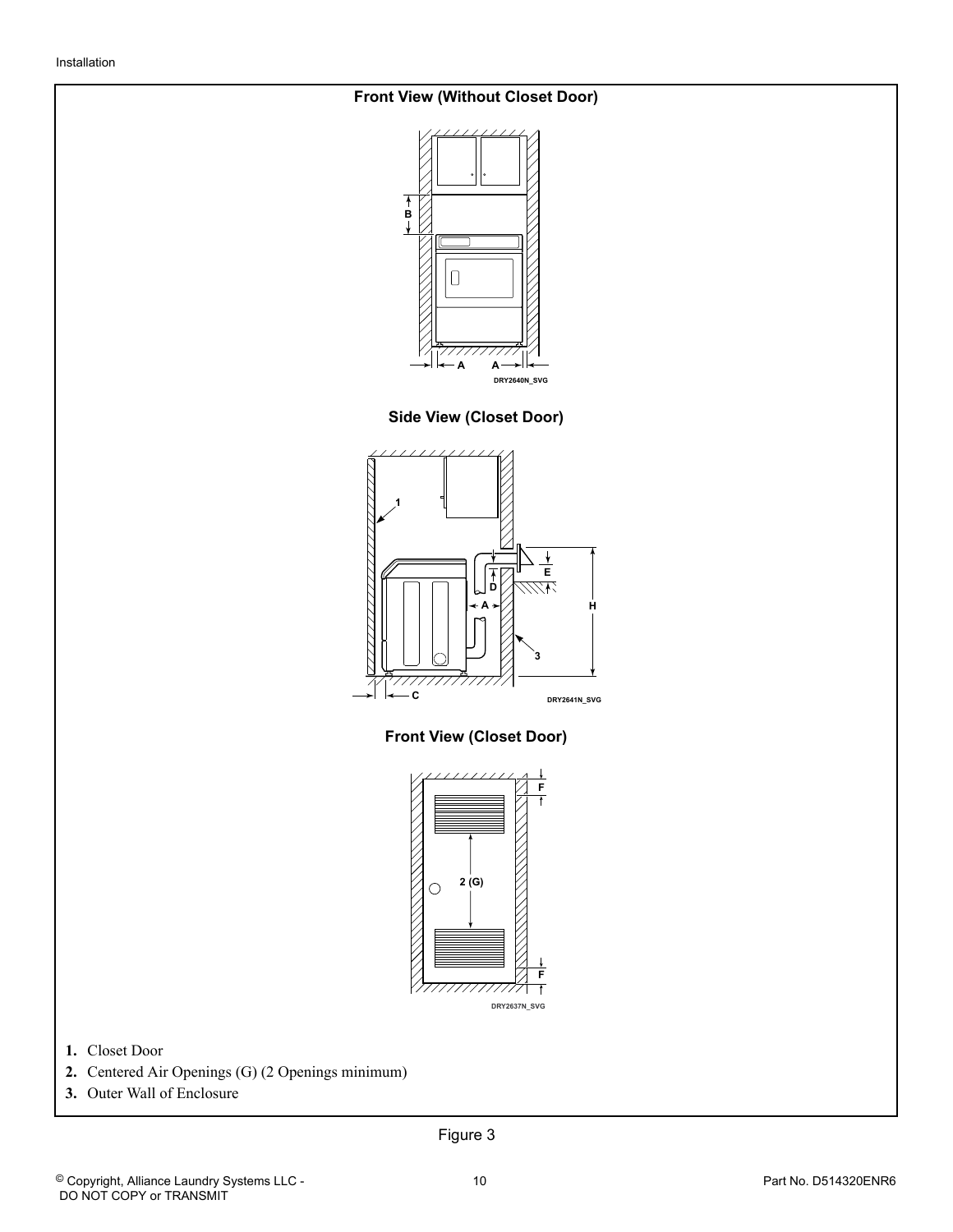**Front View (Without Closet Door)**

**Side View (Closet Door)**

**Front View (Closet Door)**

1. Closet Door
2. Centered Air Openings (G) (2 Openings minimum)
3. Outer Wall of Enclosure

Figure 3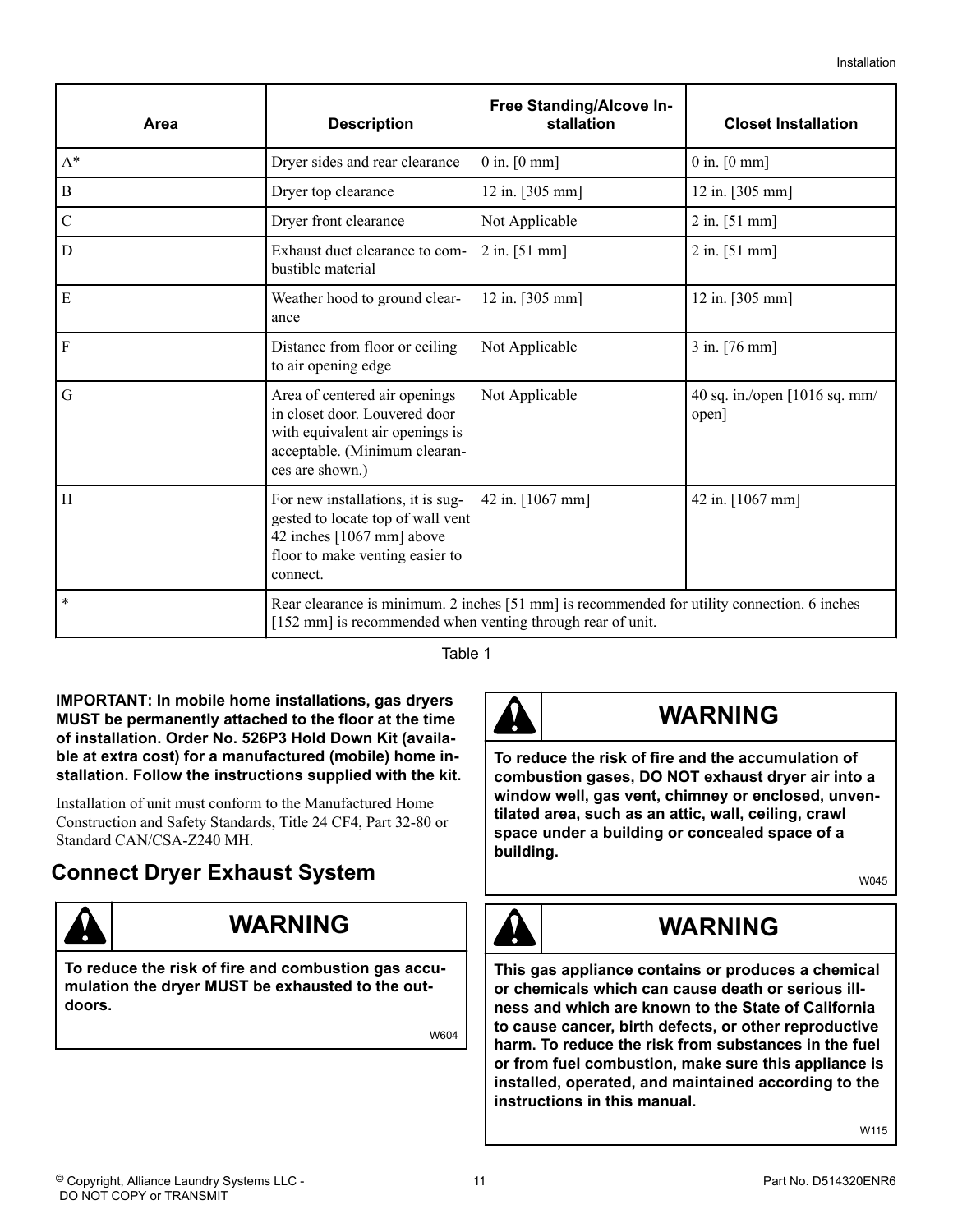| Area | Description | Free Standing/Alcove Installation | Closet Installation |
|---|---|---|---|
| A* | Dryer sides and rear clearance | 0 in. [0 mm] | 0 in. [0 mm] |
| B | Dryer top clearance | 12 in. [305 mm] | 12 in. [305 mm] |
| C | Dryer front clearance | Not Applicable | 2 in. [51 mm] |
| D | Exhaust duct clearance to combustible material | 2 in. [51 mm] | 2 in. [51 mm] |
| E | Weather hood to ground clearance | 12 in. [305 mm] | 12 in. [305 mm] |
| F | Distance from floor or ceiling to air opening edge | Not Applicable | 3 in. [76 mm] |
| G | Area of centered air openings in closet door. Louvered door with equivalent air openings is acceptable. (Minimum clearances are shown.) | Not Applicable | 40 sq. in./open [1016 sq. mm/ open] |
| H | For new installations, it is suggested to locate top of wall vent 42 inches [1067 mm] above floor to make venting easier to connect. | 42 in. [1067 mm] | 42 in. [1067 mm] |
| * | Rear clearance is minimum. 2 inches [51 mm] is recommended for utility connection. 6 inches [152 mm] is recommended when venting through rear of unit. | | |

Table 1

**IMPORTANT: In mobile home installations, gas dryers MUST be permanently attached to the floor at the time of installation. Order No. 526P3 Hold Down Kit (available at extra cost) for a manufactured (mobile) home installation. Follow the instructions supplied with the kit.**

Installation of unit must conform to the Manufactured Home Construction and Safety Standards, Title 24 CF4, Part 32-80 or Standard CAN/CSA-Z240 MH.

## Connect Dryer Exhaust System

**WARNING**

**To reduce the risk of fire and combustion gas accumulation the dryer MUST be exhausted to the outdoors.**

W604

**WARNING**

**To reduce the risk of fire and the accumulation of combustion gases, DO NOT exhaust dryer air into a window well, gas vent, chimney or enclosed, unventilated area, such as an attic, wall, ceiling, crawl space under a building or concealed space of a building.**

W045

**WARNING**

**This gas appliance contains or produces a chemical or chemicals which can cause death or serious illness and which are known to the State of California to cause cancer, birth defects, or other reproductive harm. To reduce the risk from substances in the fuel or from fuel combustion, make sure this appliance is installed, operated, and maintained according to the instructions in this manual.**

W115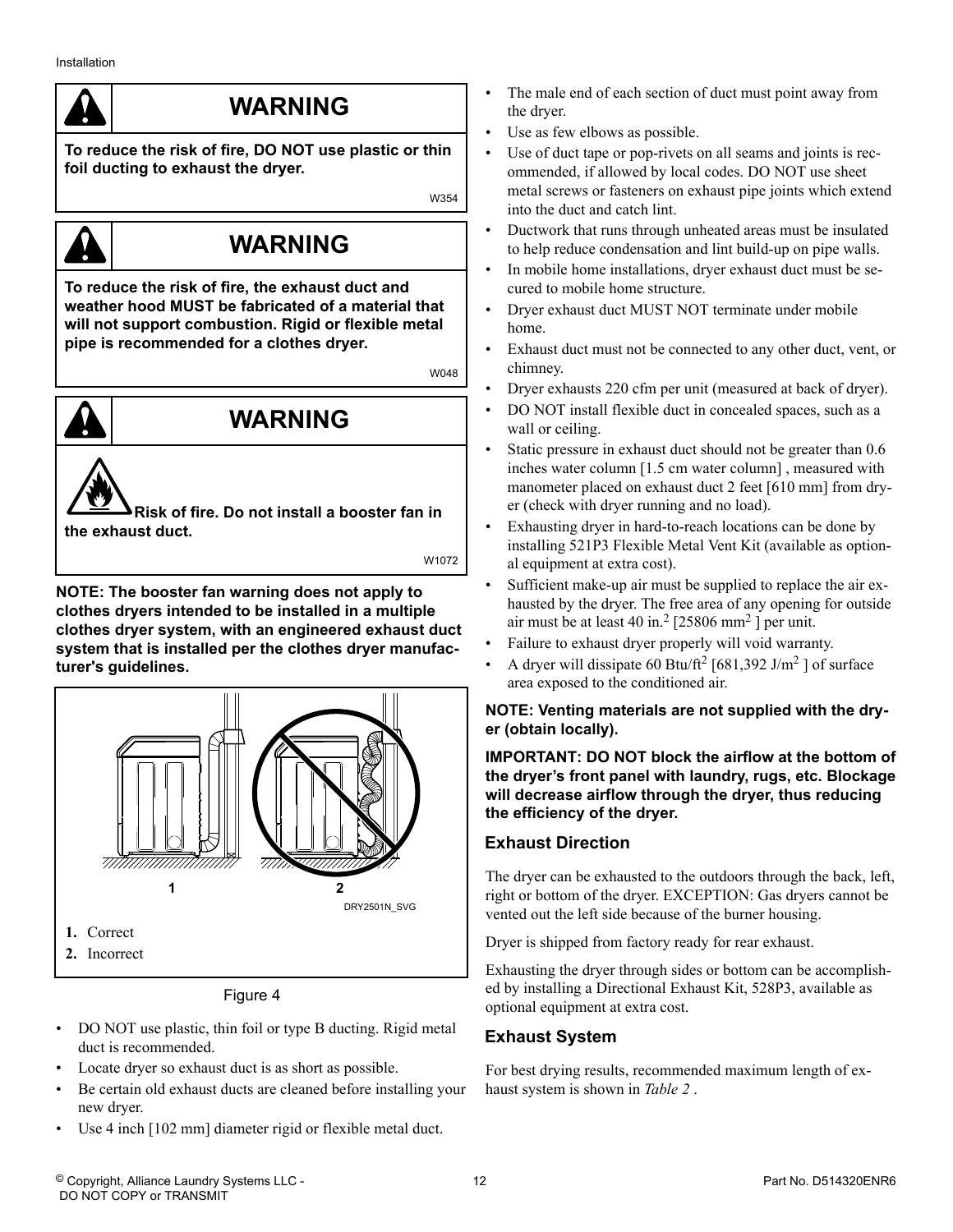**WARNING**

**To reduce the risk of fire, DO NOT use plastic or thin foil ducting to exhaust the dryer.**

W354

**WARNING**

**To reduce the risk of fire, the exhaust duct and weather hood MUST be fabricated of a material that will not support combustion. Rigid or flexible metal pipe is recommended for a clothes dryer.**

W048

**WARNING**

**Risk of fire. Do not install a booster fan in the exhaust duct.**

W1072

**NOTE: The booster fan warning does not apply to clothes dryers intended to be installed in a multiple clothes dryer system, with an engineered exhaust duct system that is installed per the clothes dryer manufacturer's guidelines.**

1 2

DRY2501N_SVG

1. Correct
2. Incorrect

Figure 4

- DO NOT use plastic, thin foil or type B ducting. Rigid metal duct is recommended.
- Locate dryer so exhaust duct is as short as possible.
- Be certain old exhaust ducts are cleaned before installing your new dryer.
- Use 4 inch [102 mm] diameter rigid or flexible metal duct.
- The male end of each section of duct must point away from the dryer.
- Use as few elbows as possible.
- Use of duct tape or pop-rivets on all seams and joints is recommended, if allowed by local codes. DO NOT use sheet metal screws or fasteners on exhaust pipe joints which extend into the duct and catch lint.
- Ductwork that runs through unheated areas must be insulated to help reduce condensation and lint build-up on pipe walls.
- In mobile home installations, dryer exhaust duct must be secured to mobile home structure.
- Dryer exhaust duct MUST NOT terminate under mobile home.
- Exhaust duct must not be connected to any other duct, vent, or chimney.
- Dryer exhausts 220 cfm per unit (measured at back of dryer).
- DO NOT install flexible duct in concealed spaces, such as a wall or ceiling.
- Static pressure in exhaust duct should not be greater than 0.6 inches water column [1.5 cm water column] , measured with manometer placed on exhaust duct 2 feet [610 mm] from dryer (check with dryer running and no load).
- Exhausting dryer in hard-to-reach locations can be done by installing 521P3 Flexible Metal Vent Kit (available as optional equipment at extra cost).
- Sufficient make-up air must be supplied to replace the air exhausted by the dryer. The free area of any opening for outside air must be at least 40 $in.^2$ [25806 $mm^2$ ] per unit.
- Failure to exhaust dryer properly will void warranty.
- A dryer will dissipate 60 $Btu/ft^2$ [681,392 $J/m^2$ ] of surface area exposed to the conditioned air.

**NOTE: Venting materials are not supplied with the dryer (obtain locally).**

**IMPORTANT: DO NOT block the airflow at the bottom of the dryer's front panel with laundry, rugs, etc. Blockage will decrease airflow through the dryer, thus reducing the efficiency of the dryer.**

## Exhaust Direction

The dryer can be exhausted to the outdoors through the back, left, right or bottom of the dryer. EXCEPTION: Gas dryers cannot be vented out the left side because of the burner housing.

Dryer is shipped from factory ready for rear exhaust.

Exhausting the dryer through sides or bottom can be accomplished by installing a Directional Exhaust Kit, 528P3, available as optional equipment at extra cost.

## Exhaust System

For best drying results, recommended maximum length of exhaust system is shown in *Table 2* .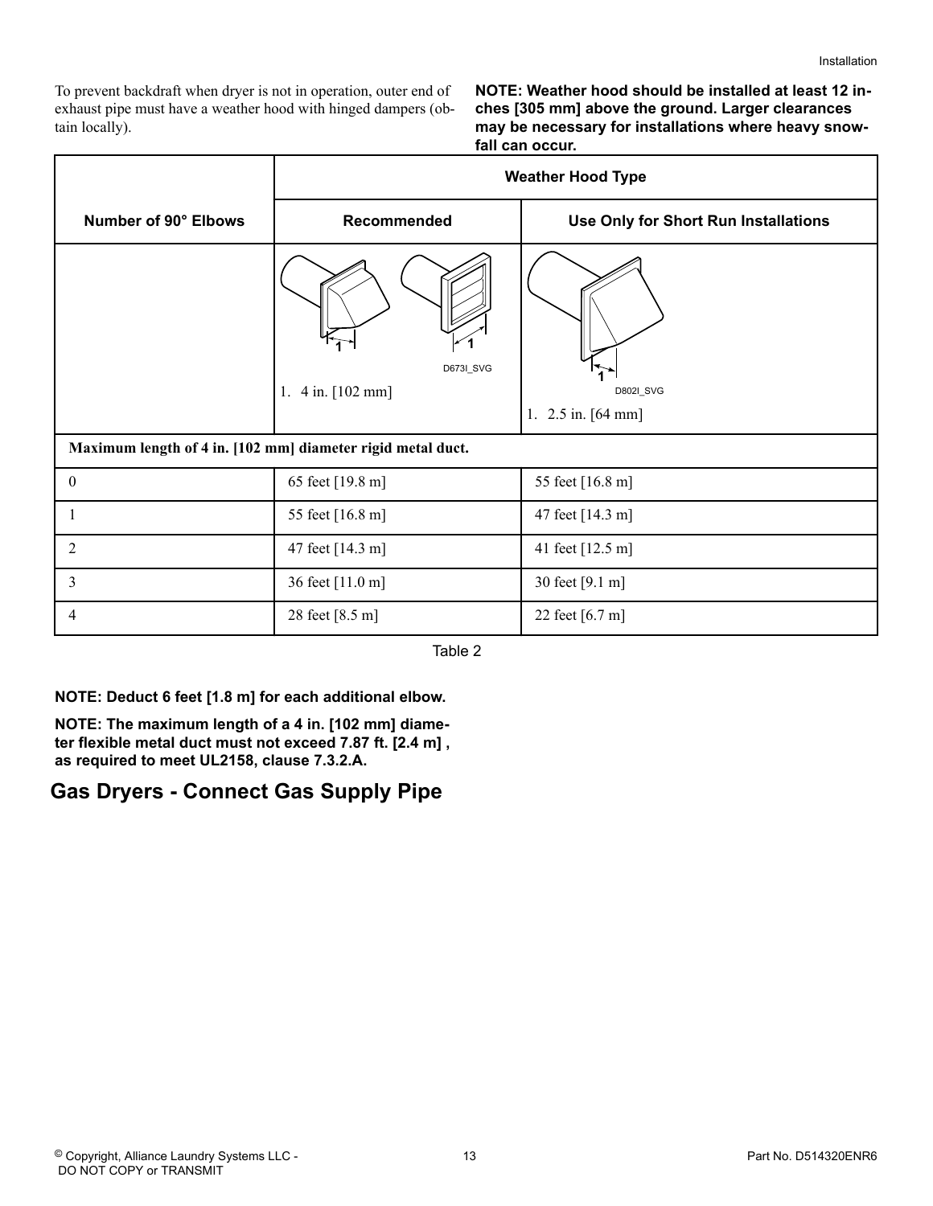To prevent backdraft when dryer is not in operation, outer end of exhaust pipe must have a weather hood with hinged dampers (obtain locally).

**NOTE: Weather hood should be installed at least 12 inches [305 mm] above the ground. Larger clearances may be necessary for installations where heavy snowfall can occur.**

| Number of 90° Elbows | Weather Hood Type | |
|---|---|---|
| | **Recommended** | **Use Only for Short Run Installations** |
| | D673I_SVG<br>1. 4 in. [102 mm] | D802I_SVG<br>1. 2.5 in. [64 mm] |
| **Maximum length of 4 in. [102 mm] diameter rigid metal duct.** | | |
| 0 | 65 feet [19.8 m] | 55 feet [16.8 m] |
| 1 | 55 feet [16.8 m] | 47 feet [14.3 m] |
| 2 | 47 feet [14.3 m] | 41 feet [12.5 m] |
| 3 | 36 feet [11.0 m] | 30 feet [9.1 m] |
| 4 | 28 feet [8.5 m] | 22 feet [6.7 m] |

Table 2

**NOTE: Deduct 6 feet [1.8 m] for each additional elbow.**

**NOTE: The maximum length of a 4 in. [102 mm] diameter flexible metal duct must not exceed 7.87 ft. [2.4 m] , as required to meet UL2158, clause 7.3.2.A.**

## Gas Dryers - Connect Gas Supply Pipe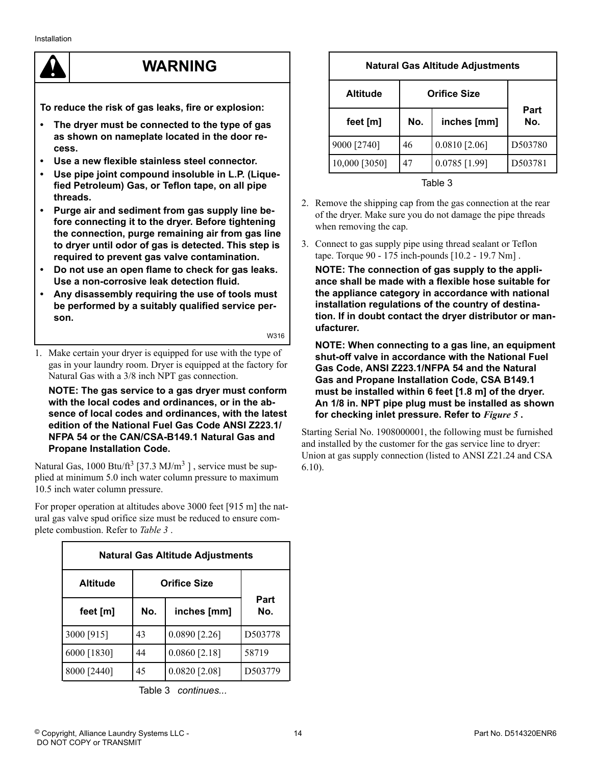## WARNING

**To reduce the risk of gas leaks, fire or explosion:**

- **The dryer must be connected to the type of gas as shown on nameplate located in the door recess.**
- **Use a new flexible stainless steel connector.**
- **Use pipe joint compound insoluble in L.P. (Liquefied Petroleum) Gas, or Teflon tape, on all pipe threads.**
- **Purge air and sediment from gas supply line before connecting it to the dryer. Before tightening the connection, purge remaining air from gas line to dryer until odor of gas is detected. This step is required to prevent gas valve contamination.**
- **Do not use an open flame to check for gas leaks. Use a non-corrosive leak detection fluid.**
- **Any disassembly requiring the use of tools must be performed by a suitably qualified service person.**

W316

1. Make certain your dryer is equipped for use with the type of gas in your laundry room. Dryer is equipped at the factory for Natural Gas with a 3/8 inch NPT gas connection.

   **NOTE: The gas service to a gas dryer must conform with the local codes and ordinances, or in the absence of local codes and ordinances, with the latest edition of the National Fuel Gas Code ANSI Z223.1/ NFPA 54 or the CAN/CSA-B149.1 Natural Gas and Propane Installation Code.**

Natural Gas, 1000 Btu/ft$^3$ [37.3 MJ/m$^3$ ] , service must be supplied at minimum 5.0 inch water column pressure to maximum 10.5 inch water column pressure.

For proper operation at altitudes above 3000 feet [915 m] the natural gas valve spud orifice size must be reduced to ensure complete combustion. Refer to *Table 3* .

| Natural Gas Altitude Adjustments | | | |
|---|---|---|---|
| **Altitude** | **Orifice Size** | | **Part No.** |
| **feet [m]** | **No.** | **inches [mm]** | |
| 3000 [915] | 43 | 0.0890 [2.26] | D503778 |
| 6000 [1830] | 44 | 0.0860 [2.18] | 58719 |
| 8000 [2440] | 45 | 0.0820 [2.08] | D503779 |
| 9000 [2740] | 46 | 0.0810 [2.06] | D503780 |
| 10,000 [3050] | 47 | 0.0785 [1.99] | D503781 |

Table 3

2. Remove the shipping cap from the gas connection at the rear of the dryer. Make sure you do not damage the pipe threads when removing the cap.
3. Connect to gas supply pipe using thread sealant or Teflon tape. Torque 90 - 175 inch-pounds [10.2 - 19.7 Nm] .

   **NOTE: The connection of gas supply to the appliance shall be made with a flexible hose suitable for the appliance category in accordance with national installation regulations of the country of destination. If in doubt contact the dryer distributor or manufacturer.**

   **NOTE: When connecting to a gas line, an equipment shut-off valve in accordance with the National Fuel Gas Code, ANSI Z223.1/NFPA 54 and the Natural Gas and Propane Installation Code, CSA B149.1 must be installed within 6 feet [1.8 m] of the dryer. An 1/8 in. NPT pipe plug must be installed as shown for checking inlet pressure. Refer to *Figure 5* .**

Starting Serial No. 1908000001, the following must be furnished and installed by the customer for the gas service line to dryer: Union at gas supply connection (listed to ANSI Z21.24 and CSA 6.10).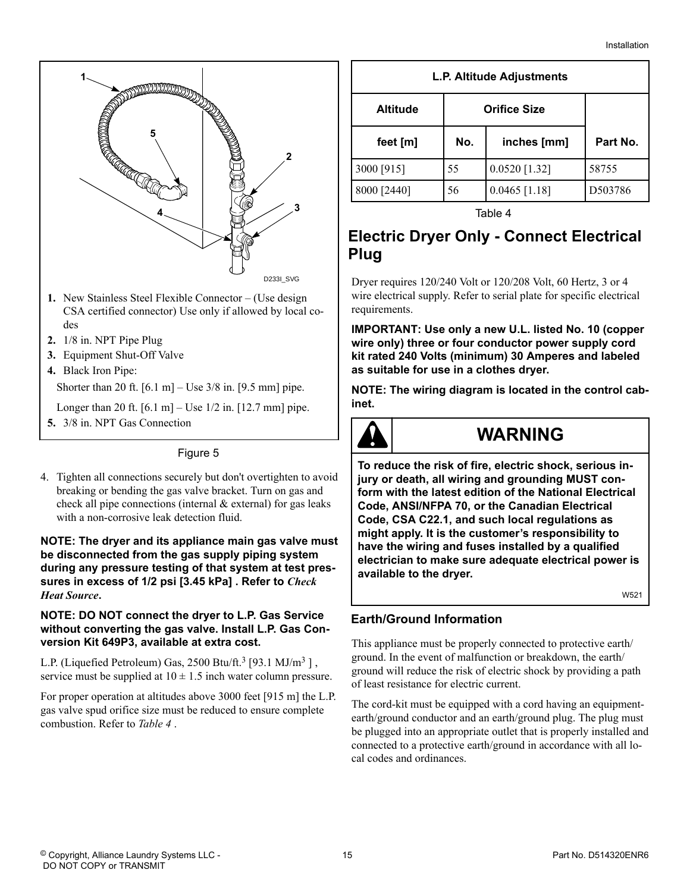1. New Stainless Steel Flexible Connector – (Use design CSA certified connector) Use only if allowed by local codes
2. 1/8 in. NPT Pipe Plug
3. Equipment Shut-Off Valve
4. Black Iron Pipe:

   Shorter than 20 ft. [6.1 m] – Use 3/8 in. [9.5 mm] pipe.

   Longer than 20 ft. [6.1 m] – Use 1/2 in. [12.7 mm] pipe.
5. 3/8 in. NPT Gas Connection

Figure 5

4. Tighten all connections securely but don't overtighten to avoid breaking or bending the gas valve bracket. Turn on gas and check all pipe connections (internal & external) for gas leaks with a non-corrosive leak detection fluid.

**NOTE: The dryer and its appliance main gas valve must be disconnected from the gas supply piping system during any pressure testing of that system at test pressures in excess of 1/2 psi [3.45 kPa] . Refer to *Check Heat Source*.**

**NOTE: DO NOT connect the dryer to L.P. Gas Service without converting the gas valve. Install L.P. Gas Conversion Kit 649P3, available at extra cost.**

L.P. (Liquefied Petroleum) Gas, 2500 Btu/ft.$^3$ [93.1 MJ/m$^3$ ] , service must be supplied at $10 \pm 1.5$ inch water column pressure.

For proper operation at altitudes above 3000 feet [915 m] the L.P. gas valve spud orifice size must be reduced to ensure complete combustion. Refer to *Table 4* .

| L.P. Altitude Adjustments | | | |
|---|---|---|---|
| Altitude | Orifice Size | | |
| feet [m] | No. | inches [mm] | Part No. |
| 3000 [915] | 55 | 0.0520 [1.32] | 58755 |
| 8000 [2440] | 56 | 0.0465 [1.18] | D503786 |

Table 4

## Electric Dryer Only - Connect Electrical Plug

Dryer requires 120/240 Volt or 120/208 Volt, 60 Hertz, 3 or 4 wire electrical supply. Refer to serial plate for specific electrical requirements.

**IMPORTANT: Use only a new U.L. listed No. 10 (copper wire only) three or four conductor power supply cord kit rated 240 Volts (minimum) 30 Amperes and labeled as suitable for use in a clothes dryer.**

**NOTE: The wiring diagram is located in the control cabinet.**

**WARNING**

**To reduce the risk of fire, electric shock, serious injury or death, all wiring and grounding MUST conform with the latest edition of the National Electrical Code, ANSI/NFPA 70, or the Canadian Electrical Code, CSA C22.1, and such local regulations as might apply. It is the customer's responsibility to have the wiring and fuses installed by a qualified electrician to make sure adequate electrical power is available to the dryer.**

W521

### Earth/Ground Information

This appliance must be properly connected to protective earth/ground. In the event of malfunction or breakdown, the earth/ground will reduce the risk of electric shock by providing a path of least resistance for electric current.

The cord-kit must be equipped with a cord having an equipment-earth/ground conductor and an earth/ground plug. The plug must be plugged into an appropriate outlet that is properly installed and connected to a protective earth/ground in accordance with all local codes and ordinances.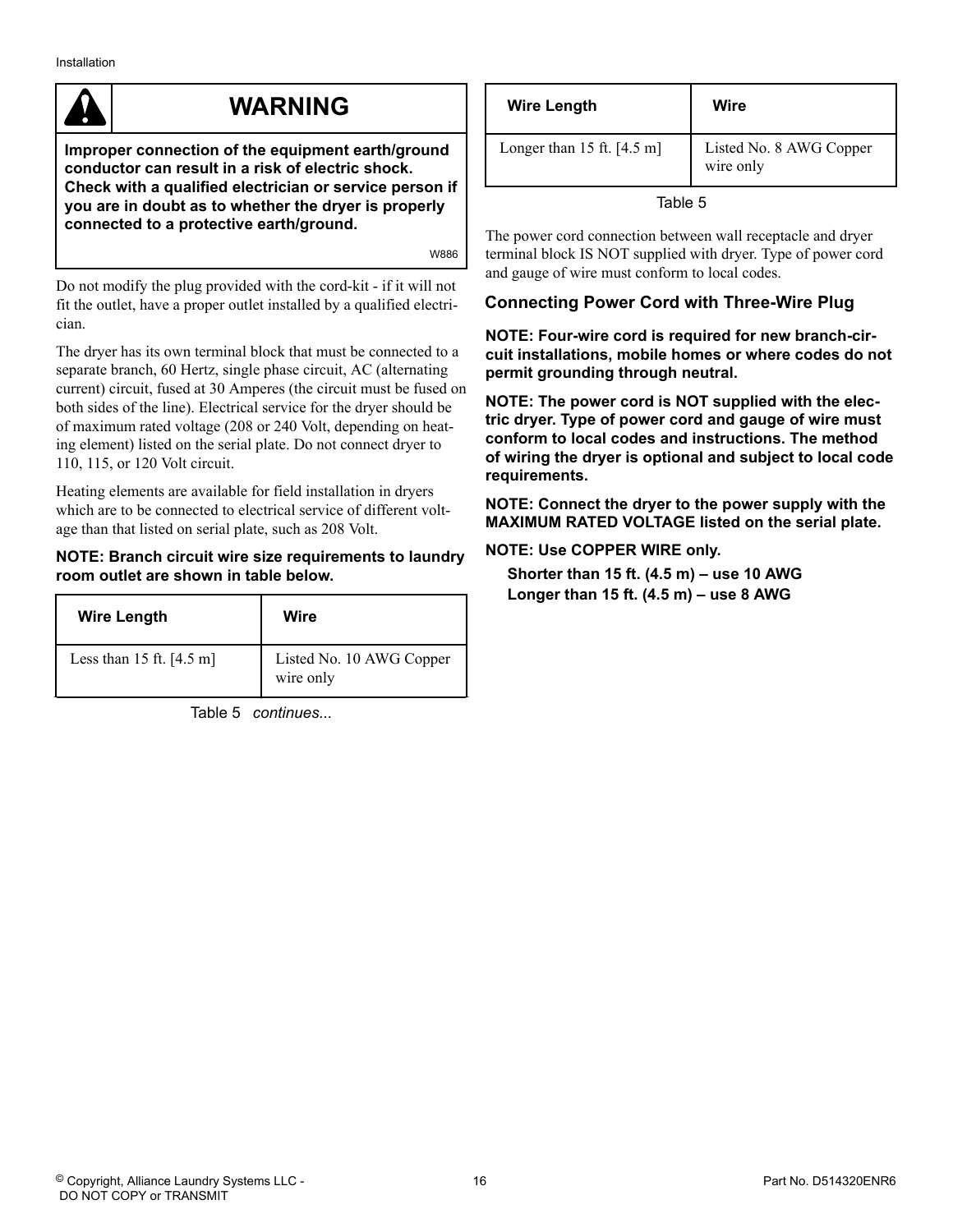**WARNING**

**Improper connection of the equipment earth/ground conductor can result in a risk of electric shock. Check with a qualified electrician or service person if you are in doubt as to whether the dryer is properly connected to a protective earth/ground.**

W886

Do not modify the plug provided with the cord-kit - if it will not fit the outlet, have a proper outlet installed by a qualified electrician.

The dryer has its own terminal block that must be connected to a separate branch, 60 Hertz, single phase circuit, AC (alternating current) circuit, fused at 30 Amperes (the circuit must be fused on both sides of the line). Electrical service for the dryer should be of maximum rated voltage (208 or 240 Volt, depending on heating element) listed on the serial plate. Do not connect dryer to 110, 115, or 120 Volt circuit.

Heating elements are available for field installation in dryers which are to be connected to electrical service of different voltage than that listed on serial plate, such as 208 Volt.

**NOTE: Branch circuit wire size requirements to laundry room outlet are shown in table below.**

| Wire Length | Wire |
|---|---|
| Less than 15 ft. [4.5 m] | Listed No. 10 AWG Copper wire only |
| Longer than 15 ft. [4.5 m] | Listed No. 8 AWG Copper wire only |

Table 5

The power cord connection between wall receptacle and dryer terminal block IS NOT supplied with dryer. Type of power cord and gauge of wire must conform to local codes.

### Connecting Power Cord with Three-Wire Plug

**NOTE: Four-wire cord is required for new branch-circuit installations, mobile homes or where codes do not permit grounding through neutral.**

**NOTE: The power cord is NOT supplied with the electric dryer. Type of power cord and gauge of wire must conform to local codes and instructions. The method of wiring the dryer is optional and subject to local code requirements.**

**NOTE: Connect the dryer to the power supply with the MAXIMUM RATED VOLTAGE listed on the serial plate.**

**NOTE: Use COPPER WIRE only.**

**Shorter than 15 ft. (4.5 m) – use 10 AWG**
**Longer than 15 ft. (4.5 m) – use 8 AWG**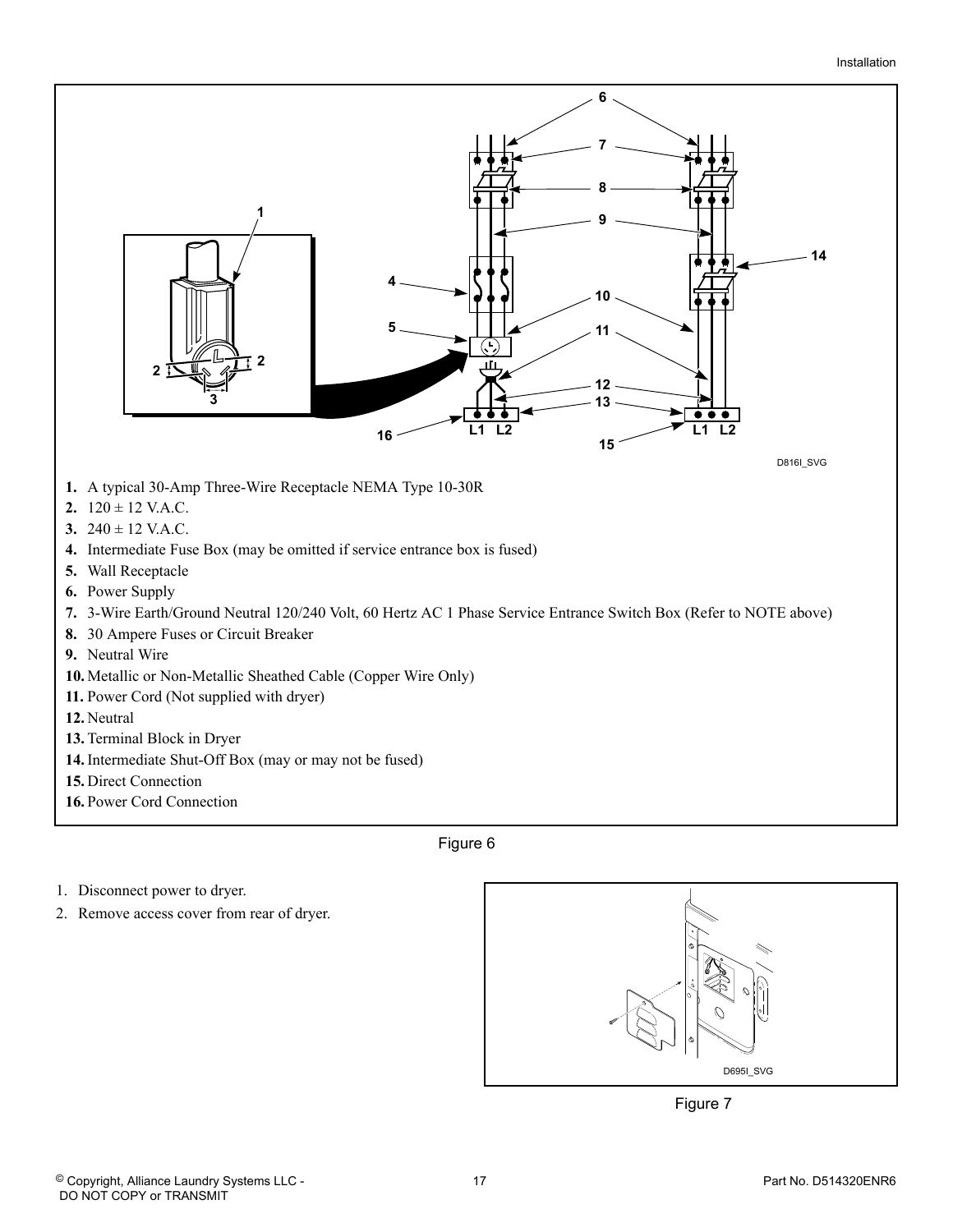1. A typical 30-Amp Three-Wire Receptacle NEMA Type 10-30R
2. 120 ± 12 V.A.C.
3. 240 ± 12 V.A.C.
4. Intermediate Fuse Box (may be omitted if service entrance box is fused)
5. Wall Receptacle
6. Power Supply
7. 3-Wire Earth/Ground Neutral 120/240 Volt, 60 Hertz AC 1 Phase Service Entrance Switch Box (Refer to NOTE above)
8. 30 Ampere Fuses or Circuit Breaker
9. Neutral Wire
10. Metallic or Non-Metallic Sheathed Cable (Copper Wire Only)
11. Power Cord (Not supplied with dryer)
12. Neutral
13. Terminal Block in Dryer
14. Intermediate Shut-Off Box (may or may not be fused)
15. Direct Connection
16. Power Cord Connection

Figure 6

1. Disconnect power to dryer.
2. Remove access cover from rear of dryer.

Figure 7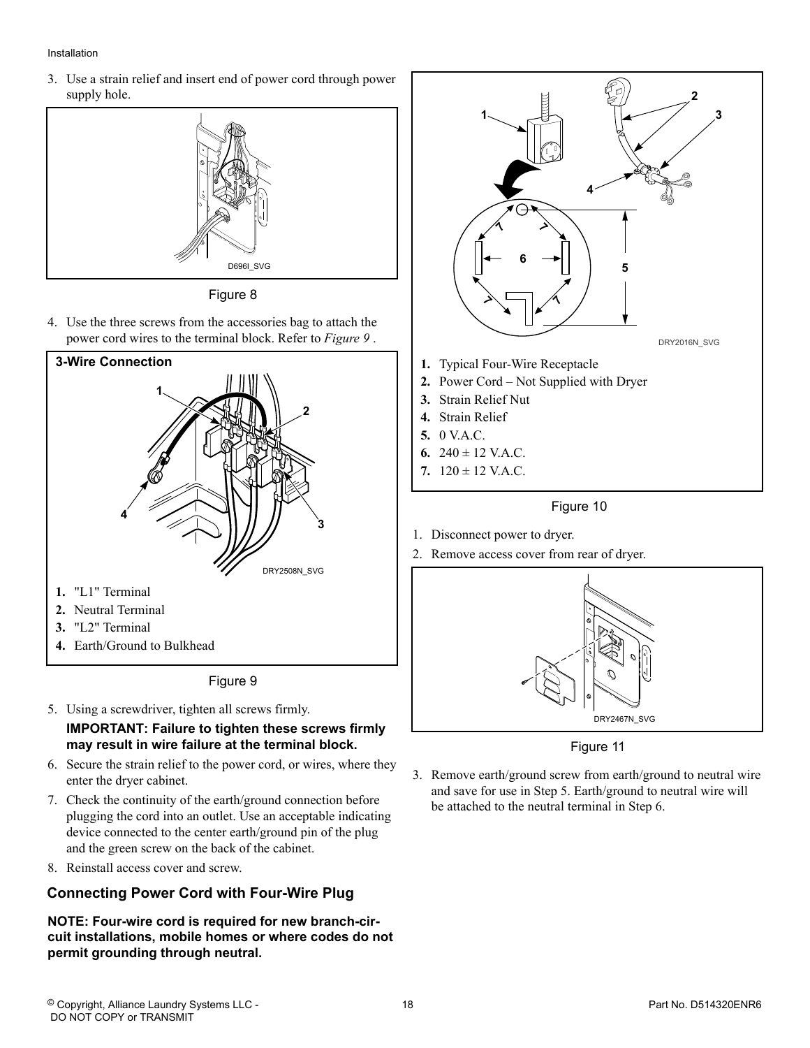3. Use a strain relief and insert end of power cord through power supply hole.

Figure 8

4. Use the three screws from the accessories bag to attach the power cord wires to the terminal block. Refer to *Figure 9* .

**3-Wire Connection**

1. "L1" Terminal
2. Neutral Terminal
3. "L2" Terminal
4. Earth/Ground to Bulkhead

Figure 9

5. Using a screwdriver, tighten all screws firmly.

   **IMPORTANT: Failure to tighten these screws firmly may result in wire failure at the terminal block.**

6. Secure the strain relief to the power cord, or wires, where they enter the dryer cabinet.
7. Check the continuity of the earth/ground connection before plugging the cord into an outlet. Use an acceptable indicating device connected to the center earth/ground pin of the plug and the green screw on the back of the cabinet.
8. Reinstall access cover and screw.

## Connecting Power Cord with Four-Wire Plug

**NOTE: Four-wire cord is required for new branch-circuit installations, mobile homes or where codes do not permit grounding through neutral.**

1. Typical Four-Wire Receptacle
2. Power Cord – Not Supplied with Dryer
3. Strain Relief Nut
4. Strain Relief
5. 0 V.A.C.
6. 240 ± 12 V.A.C.
7. 120 ± 12 V.A.C.

Figure 10

1. Disconnect power to dryer.
2. Remove access cover from rear of dryer.

Figure 11

3. Remove earth/ground screw from earth/ground to neutral wire and save for use in Step 5. Earth/ground to neutral wire will be attached to the neutral terminal in Step 6.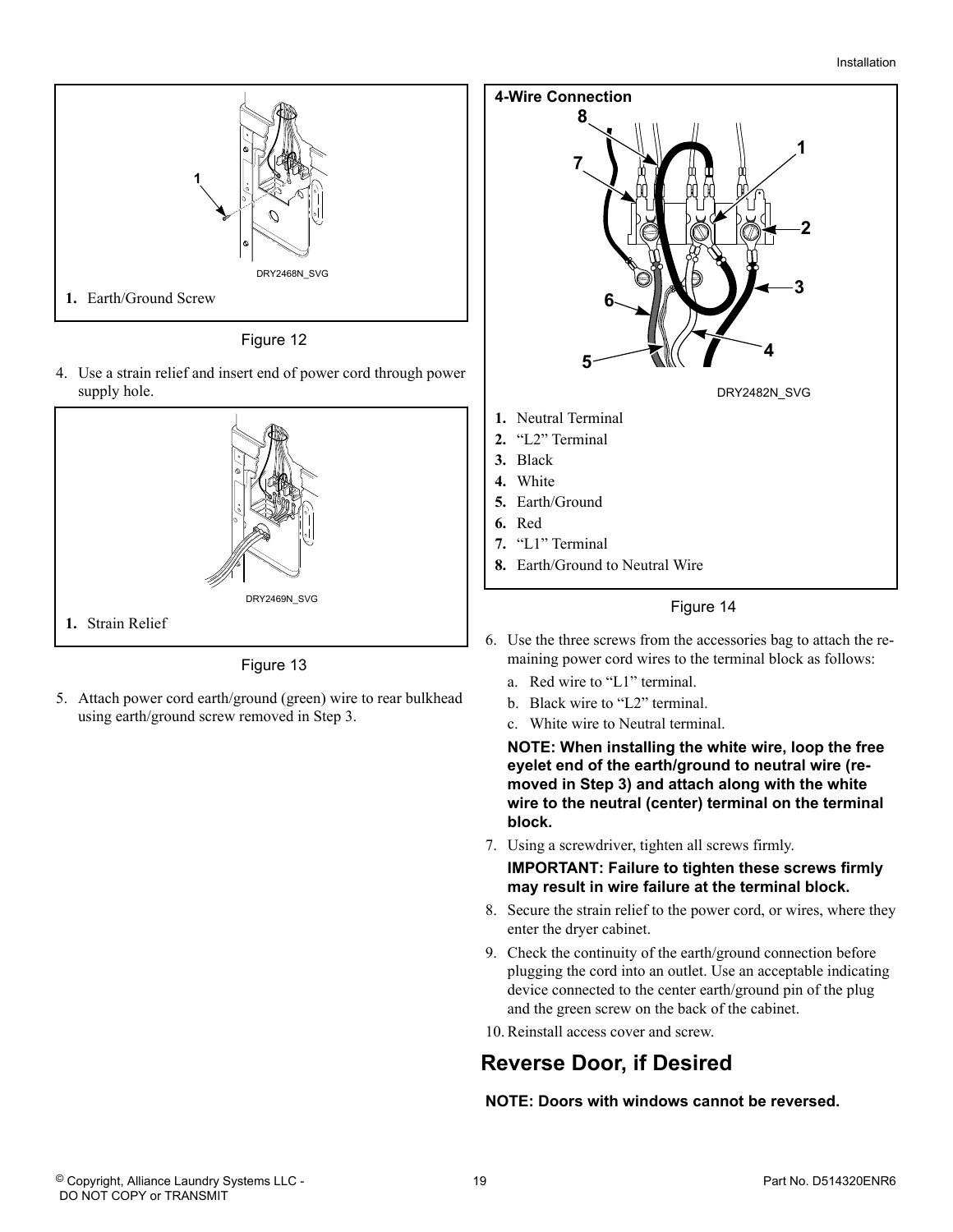1. Earth/Ground Screw

Figure 12

4. Use a strain relief and insert end of power cord through power supply hole.

1. Strain Relief

Figure 13

5. Attach power cord earth/ground (green) wire to rear bulkhead using earth/ground screw removed in Step 3.

**4-Wire Connection**

1. Neutral Terminal
2. "L2" Terminal
3. Black
4. White
5. Earth/Ground
6. Red
7. "L1" Terminal
8. Earth/Ground to Neutral Wire

Figure 14

6. Use the three screws from the accessories bag to attach the remaining power cord wires to the terminal block as follows:
   a. Red wire to "L1" terminal.
   b. Black wire to "L2" terminal.
   c. White wire to Neutral terminal.

   **NOTE: When installing the white wire, loop the free eyelet end of the earth/ground to neutral wire (removed in Step 3) and attach along with the white wire to the neutral (center) terminal on the terminal block.**
7. Using a screwdriver, tighten all screws firmly.

   **IMPORTANT: Failure to tighten these screws firmly may result in wire failure at the terminal block.**
8. Secure the strain relief to the power cord, or wires, where they enter the dryer cabinet.
9. Check the continuity of the earth/ground connection before plugging the cord into an outlet. Use an acceptable indicating device connected to the center earth/ground pin of the plug and the green screw on the back of the cabinet.
10. Reinstall access cover and screw.

## Reverse Door, if Desired

**NOTE: Doors with windows cannot be reversed.**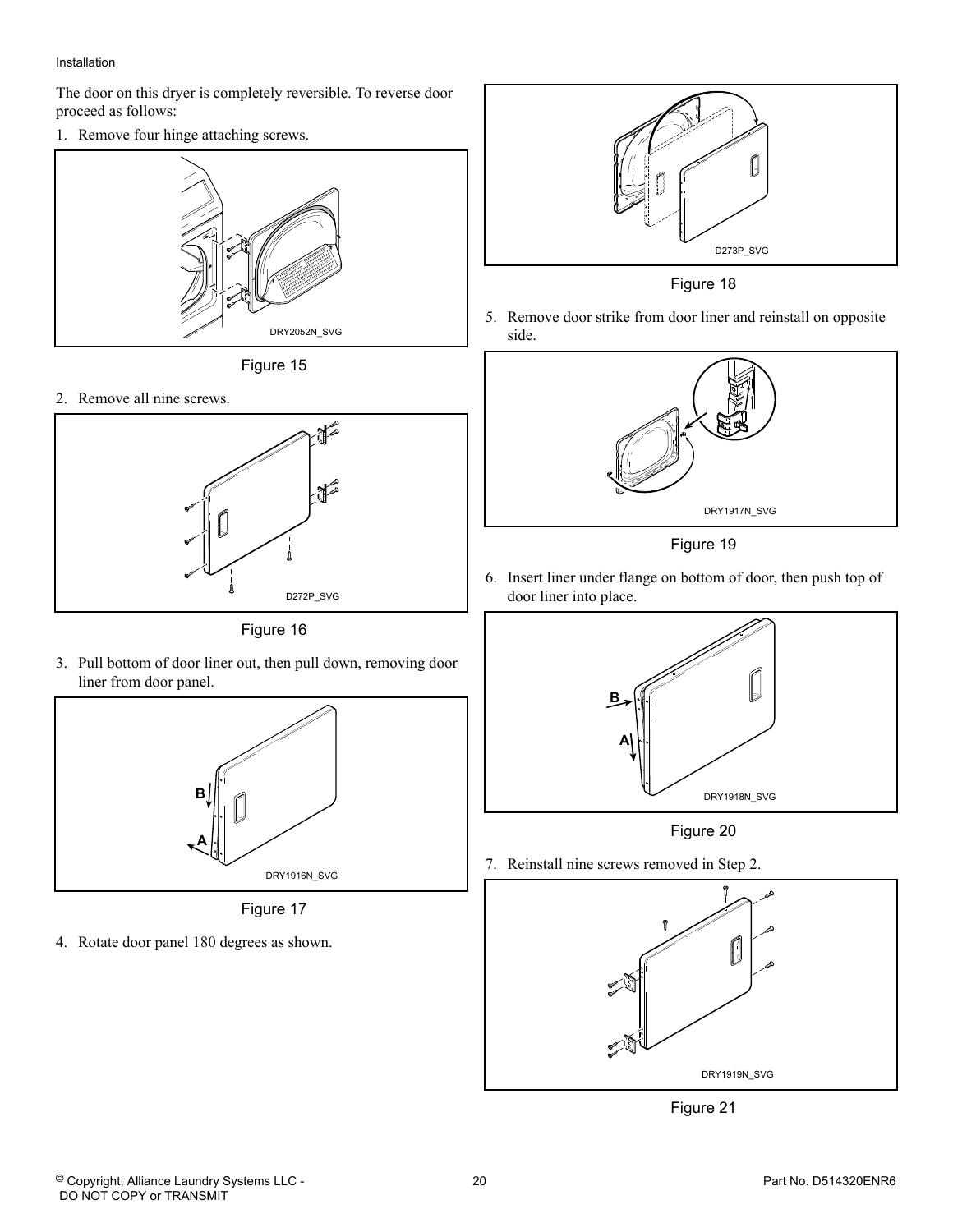The door on this dryer is completely reversible. To reverse door proceed as follows:

1. Remove four hinge attaching screws.

DRY2052N_SVG

Figure 15

2. Remove all nine screws.

D272P_SVG

Figure 16

3. Pull bottom of door liner out, then pull down, removing door liner from door panel.

DRY1916N_SVG

Figure 17

4. Rotate door panel 180 degrees as shown.

D273P_SVG

Figure 18

5. Remove door strike from door liner and reinstall on opposite side.

DRY1917N_SVG

Figure 19

6. Insert liner under flange on bottom of door, then push top of door liner into place.

DRY1918N_SVG

Figure 20

7. Reinstall nine screws removed in Step 2.

DRY1919N_SVG

Figure 21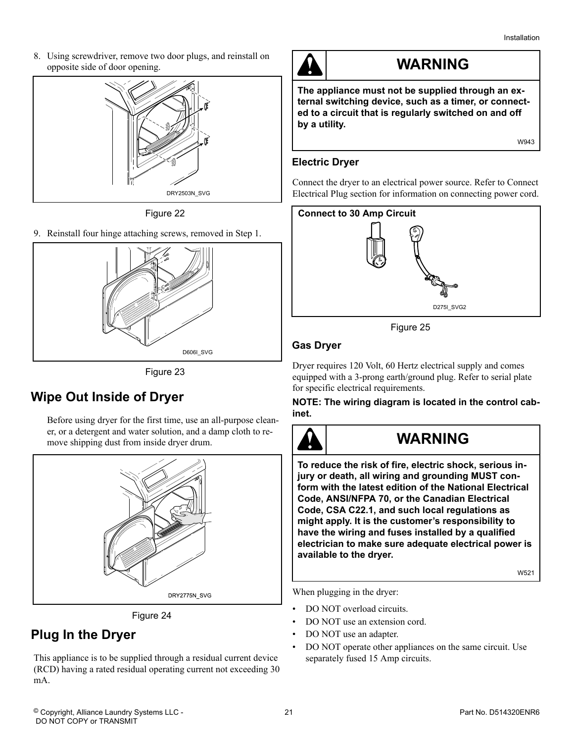8. Using screwdriver, remove two door plugs, and reinstall on opposite side of door opening.

DRY2503N_SVG

Figure 22

9. Reinstall four hinge attaching screws, removed in Step 1.

D606I_SVG

Figure 23

## Wipe Out Inside of Dryer

Before using dryer for the first time, use an all-purpose cleaner, or a detergent and water solution, and a damp cloth to remove shipping dust from inside dryer drum.

DRY2775N_SVG

Figure 24

## Plug In the Dryer

This appliance is to be supplied through a residual current device (RCD) having a rated residual operating current not exceeding 30 mA.

> **WARNING**
>
> **The appliance must not be supplied through an external switching device, such as a timer, or connected to a circuit that is regularly switched on and off by a utility.**
>
> W943

### Electric Dryer

Connect the dryer to an electrical power source. Refer to Connect Electrical Plug section for information on connecting power cord.

**Connect to 30 Amp Circuit**

D275I_SVG2

Figure 25

### Gas Dryer

Dryer requires 120 Volt, 60 Hertz electrical supply and comes equipped with a 3-prong earth/ground plug. Refer to serial plate for specific electrical requirements.

**NOTE: The wiring diagram is located in the control cabinet.**

> **WARNING**
>
> **To reduce the risk of fire, electric shock, serious injury or death, all wiring and grounding MUST conform with the latest edition of the National Electrical Code, ANSI/NFPA 70, or the Canadian Electrical Code, CSA C22.1, and such local regulations as might apply. It is the customer's responsibility to have the wiring and fuses installed by a qualified electrician to make sure adequate electrical power is available to the dryer.**
>
> W521

When plugging in the dryer:

- DO NOT overload circuits.
- DO NOT use an extension cord.
- DO NOT use an adapter.
- DO NOT operate other appliances on the same circuit. Use separately fused 15 Amp circuits.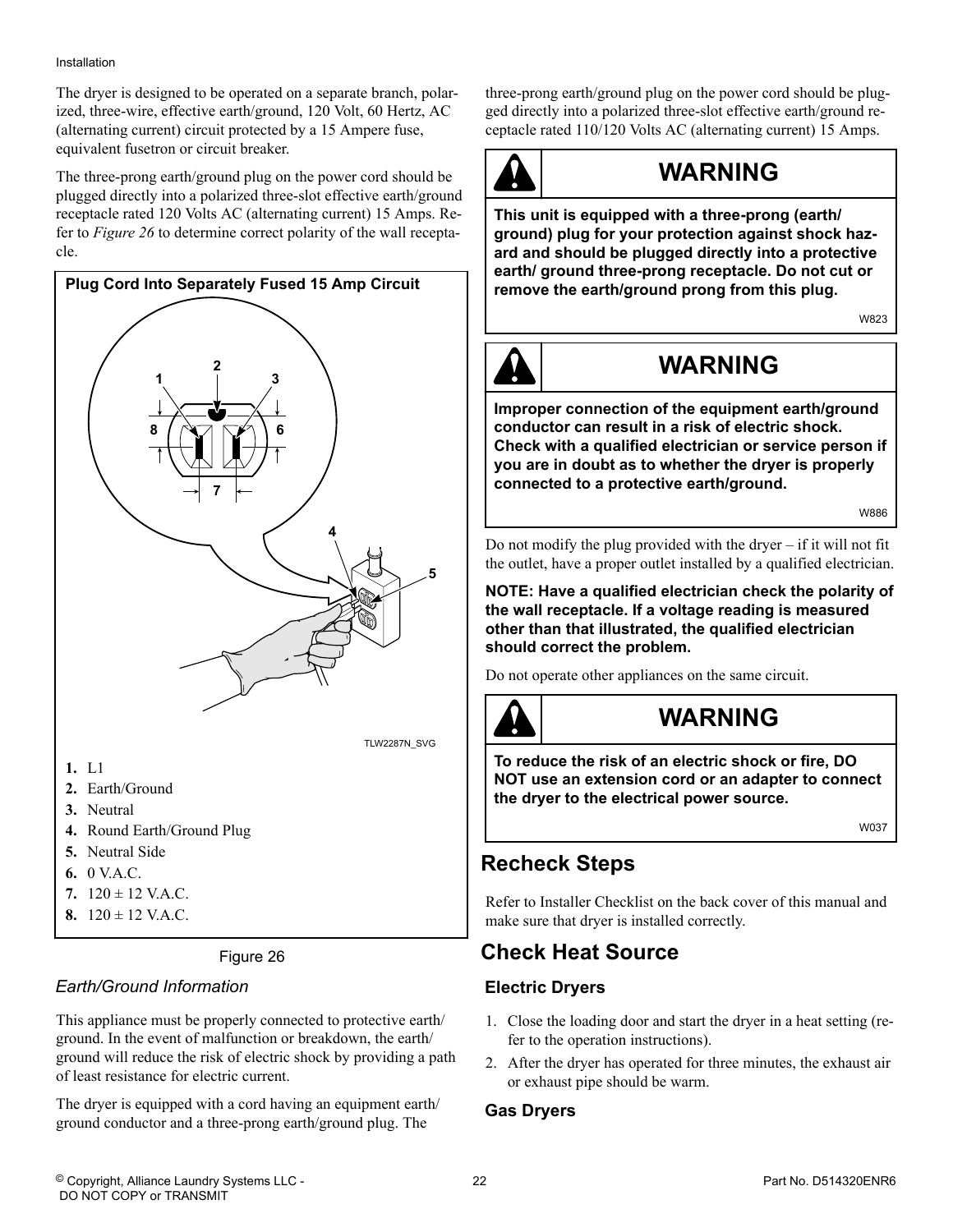The dryer is designed to be operated on a separate branch, polarized, three-wire, effective earth/ground, 120 Volt, 60 Hertz, AC (alternating current) circuit protected by a 15 Ampere fuse, equivalent fusetron or circuit breaker.

The three-prong earth/ground plug on the power cord should be plugged directly into a polarized three-slot effective earth/ground receptacle rated 120 Volts AC (alternating current) 15 Amps. Refer to *Figure 26* to determine correct polarity of the wall receptacle.

**Plug Cord Into Separately Fused 15 Amp Circuit**

TLW2287N_SVG

1. L1
2. Earth/Ground
3. Neutral
4. Round Earth/Ground Plug
5. Neutral Side
6. 0 V.A.C.
7. 120 ± 12 V.A.C.
8. 120 ± 12 V.A.C.

Figure 26

### *Earth/Ground Information*

This appliance must be properly connected to protective earth/ground. In the event of malfunction or breakdown, the earth/ground will reduce the risk of electric shock by providing a path of least resistance for electric current.

The dryer is equipped with a cord having an equipment earth/ground conductor and a three-prong earth/ground plug. The three-prong earth/ground plug on the power cord should be plugged directly into a polarized three-slot effective earth/ground receptacle rated 110/120 Volts AC (alternating current) 15 Amps.

**WARNING**

**This unit is equipped with a three-prong (earth/ground) plug for your protection against shock hazard and should be plugged directly into a protective earth/ ground three-prong receptacle. Do not cut or remove the earth/ground prong from this plug.**

W823

**WARNING**

**Improper connection of the equipment earth/ground conductor can result in a risk of electric shock. Check with a qualified electrician or service person if you are in doubt as to whether the dryer is properly connected to a protective earth/ground.**

W886

Do not modify the plug provided with the dryer – if it will not fit the outlet, have a proper outlet installed by a qualified electrician.

**NOTE: Have a qualified electrician check the polarity of the wall receptacle. If a voltage reading is measured other than that illustrated, the qualified electrician should correct the problem.**

Do not operate other appliances on the same circuit.

**WARNING**

**To reduce the risk of an electric shock or fire, DO NOT use an extension cord or an adapter to connect the dryer to the electrical power source.**

W037

## Recheck Steps

Refer to Installer Checklist on the back cover of this manual and make sure that dryer is installed correctly.

## Check Heat Source

### Electric Dryers

1. Close the loading door and start the dryer in a heat setting (refer to the operation instructions).
2. After the dryer has operated for three minutes, the exhaust air or exhaust pipe should be warm.

### Gas Dryers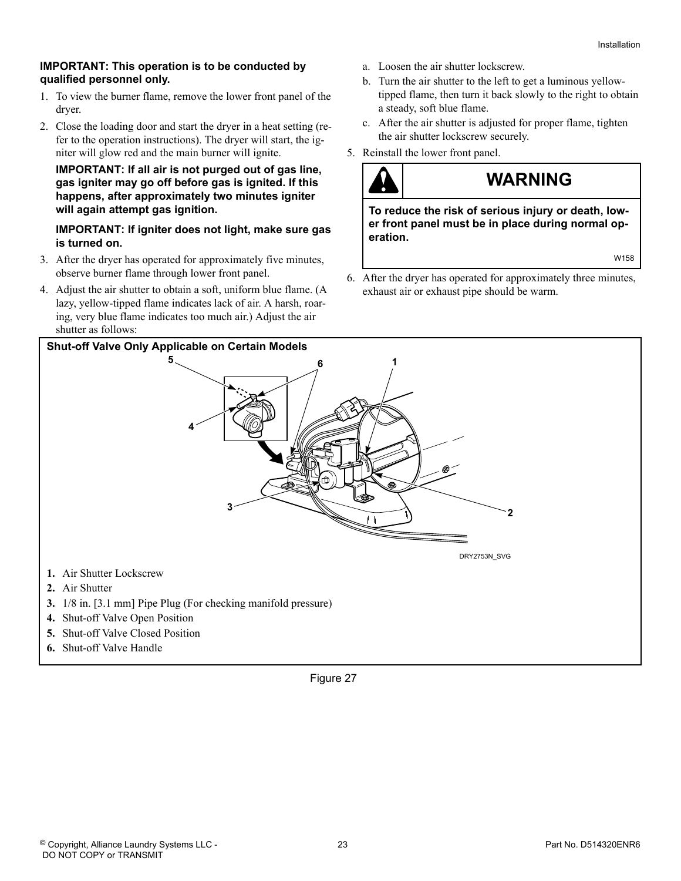**IMPORTANT: This operation is to be conducted by qualified personnel only.**

1. To view the burner flame, remove the lower front panel of the dryer.
2. Close the loading door and start the dryer in a heat setting (refer to the operation instructions). The dryer will start, the igniter will glow red and the main burner will ignite.

   **IMPORTANT: If all air is not purged out of gas line, gas igniter may go off before gas is ignited. If this happens, after approximately two minutes igniter will again attempt gas ignition.**

   **IMPORTANT: If igniter does not light, make sure gas is turned on.**

3. After the dryer has operated for approximately five minutes, observe burner flame through lower front panel.
4. Adjust the air shutter to obtain a soft, uniform blue flame. (A lazy, yellow-tipped flame indicates lack of air. A harsh, roaring, very blue flame indicates too much air.) Adjust the air shutter as follows:
   a. Loosen the air shutter lockscrew.
   b. Turn the air shutter to the left to get a luminous yellow-tipped flame, then turn it back slowly to the right to obtain a steady, soft blue flame.
   c. After the air shutter is adjusted for proper flame, tighten the air shutter lockscrew securely.
5. Reinstall the lower front panel.

> **WARNING**
>
> **To reduce the risk of serious injury or death, lower front panel must be in place during normal operation.**
>
> W158

6. After the dryer has operated for approximately three minutes, exhaust air or exhaust pipe should be warm.

**Shut-off Valve Only Applicable on Certain Models**

DRY2753N_SVG

1. Air Shutter Lockscrew
2. Air Shutter
3. 1/8 in. [3.1 mm] Pipe Plug (For checking manifold pressure)
4. Shut-off Valve Open Position
5. Shut-off Valve Closed Position
6. Shut-off Valve Handle

Figure 27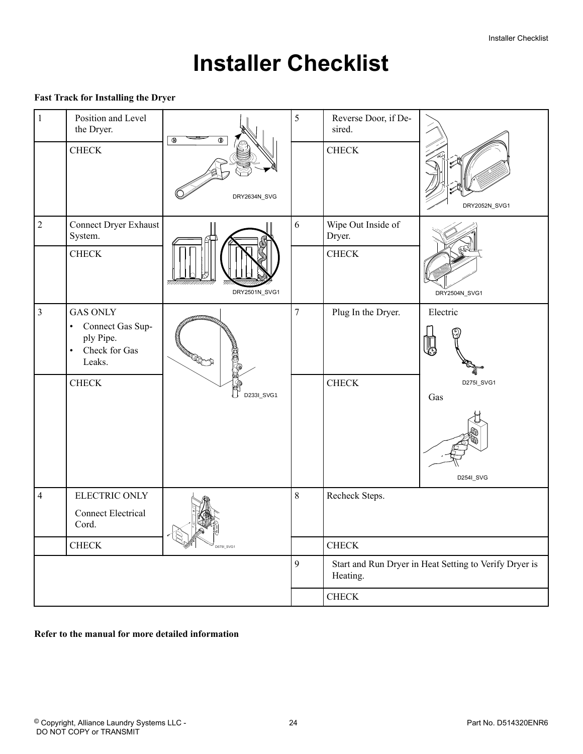# Installer Checklist

**Fast Track for Installing the Dryer**

| | | | | | |
|---|---|---|---|---|---|
| 1 | Position and Level the Dryer. | DRY2634N_SVG | 5 | Reverse Door, if Desired. | DRY2052N_SVG1 |
| | CHECK | | | CHECK | |
| 2 | Connect Dryer Exhaust System. | DRY2501N_SVG1 | 6 | Wipe Out Inside of Dryer. | DRY2504N_SVG1 |
| | CHECK | | | CHECK | |
| 3 | GAS ONLY<br>• Connect Gas Supply Pipe.<br>• Check for Gas Leaks. | D233I_SVG1 | 7 | Plug In the Dryer. | Electric<br>D275I_SVG1 |
| | CHECK | | | CHECK | Gas<br>D254I_SVG |
| 4 | ELECTRIC ONLY<br>Connect Electrical Cord. | D679I_SVG1 | 8 | Recheck Steps. | |
| | CHECK | | | CHECK | |
| | | | 9 | Start and Run Dryer in Heat Setting to Verify Dryer is Heating. | |
| | | | | CHECK | |

**Refer to the manual for more detailed information**